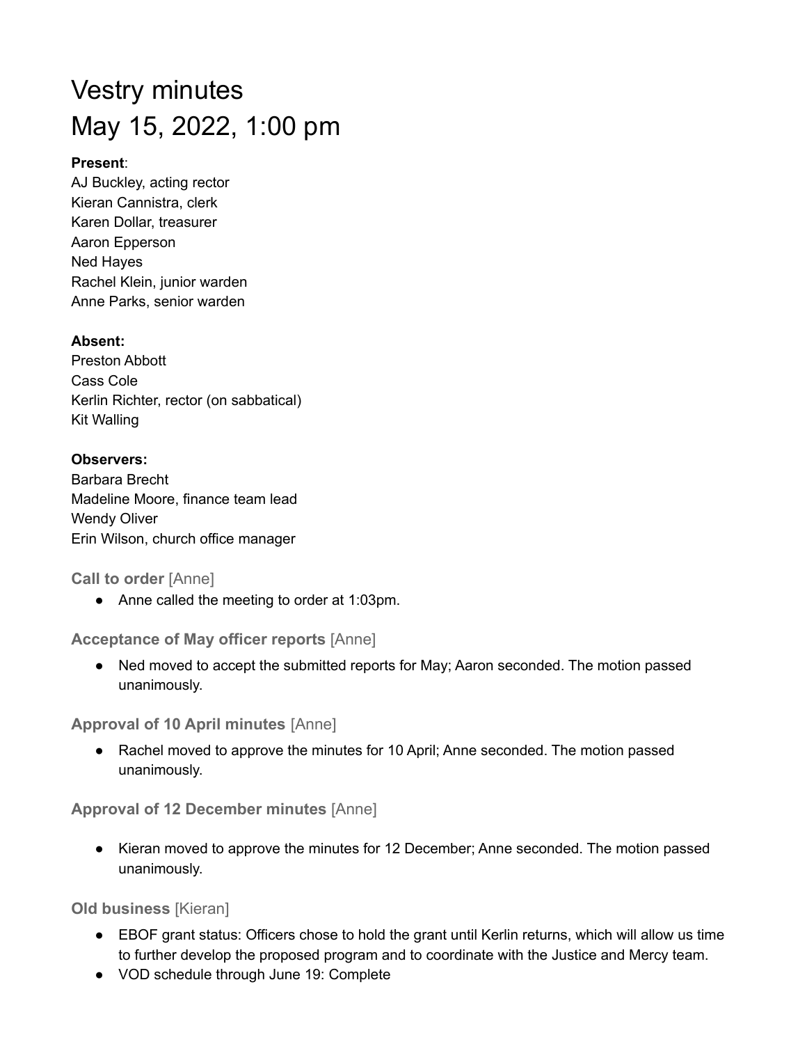# Vestry minutes
# May 15, 2022, 1:00 pm

**Present**:
AJ Buckley, acting rector
Kieran Cannistra, clerk
Karen Dollar, treasurer
Aaron Epperson
Ned Hayes
Rachel Klein, junior warden
Anne Parks, senior warden

**Absent:**
Preston Abbott
Cass Cole
Kerlin Richter, rector (on sabbatical)
Kit Walling

**Observers:**
Barbara Brecht
Madeline Moore, finance team lead
Wendy Oliver
Erin Wilson, church office manager

### Call to order [Anne]

- Anne called the meeting to order at 1:03pm.

### Acceptance of May officer reports [Anne]

- Ned moved to accept the submitted reports for May; Aaron seconded. The motion passed unanimously.

### Approval of 10 April minutes [Anne]

- Rachel moved to approve the minutes for 10 April; Anne seconded. The motion passed unanimously.

### Approval of 12 December minutes [Anne]

- Kieran moved to approve the minutes for 12 December; Anne seconded. The motion passed unanimously.

### Old business [Kieran]

- EBOF grant status: Officers chose to hold the grant until Kerlin returns, which will allow us time to further develop the proposed program and to coordinate with the Justice and Mercy team.
- VOD schedule through June 19: Complete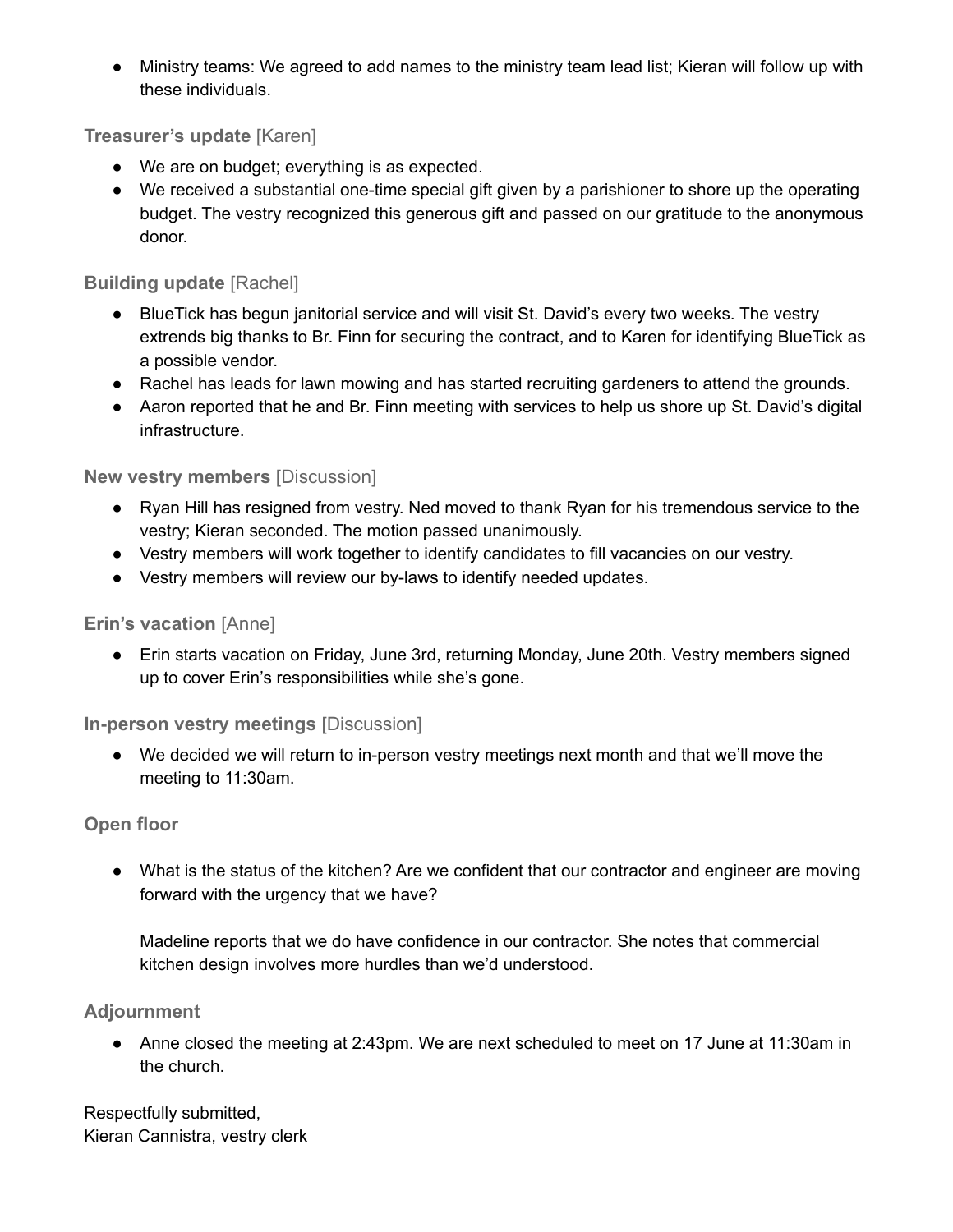- Ministry teams: We agreed to add names to the ministry team lead list; Kieran will follow up with these individuals.

### **Treasurer's update** [Karen]

- We are on budget; everything is as expected.
- We received a substantial one-time special gift given by a parishioner to shore up the operating budget. The vestry recognized this generous gift and passed on our gratitude to the anonymous donor.

### **Building update** [Rachel]

- BlueTick has begun janitorial service and will visit St. David's every two weeks. The vestry extrends big thanks to Br. Finn for securing the contract, and to Karen for identifying BlueTick as a possible vendor.
- Rachel has leads for lawn mowing and has started recruiting gardeners to attend the grounds.
- Aaron reported that he and Br. Finn meeting with services to help us shore up St. David's digital infrastructure.

### **New vestry members** [Discussion]

- Ryan Hill has resigned from vestry. Ned moved to thank Ryan for his tremendous service to the vestry; Kieran seconded. The motion passed unanimously.
- Vestry members will work together to identify candidates to fill vacancies on our vestry.
- Vestry members will review our by-laws to identify needed updates.

### **Erin's vacation** [Anne]

- Erin starts vacation on Friday, June 3rd, returning Monday, June 20th. Vestry members signed up to cover Erin's responsibilities while she's gone.

### **In-person vestry meetings** [Discussion]

- We decided we will return to in-person vestry meetings next month and that we'll move the meeting to 11:30am.

### **Open floor**

- What is the status of the kitchen? Are we confident that our contractor and engineer are moving forward with the urgency that we have?

  Madeline reports that we do have confidence in our contractor. She notes that commercial kitchen design involves more hurdles than we'd understood.

### **Adjournment**

- Anne closed the meeting at 2:43pm. We are next scheduled to meet on 17 June at 11:30am in the church.

Respectfully submitted,
Kieran Cannistra, vestry clerk